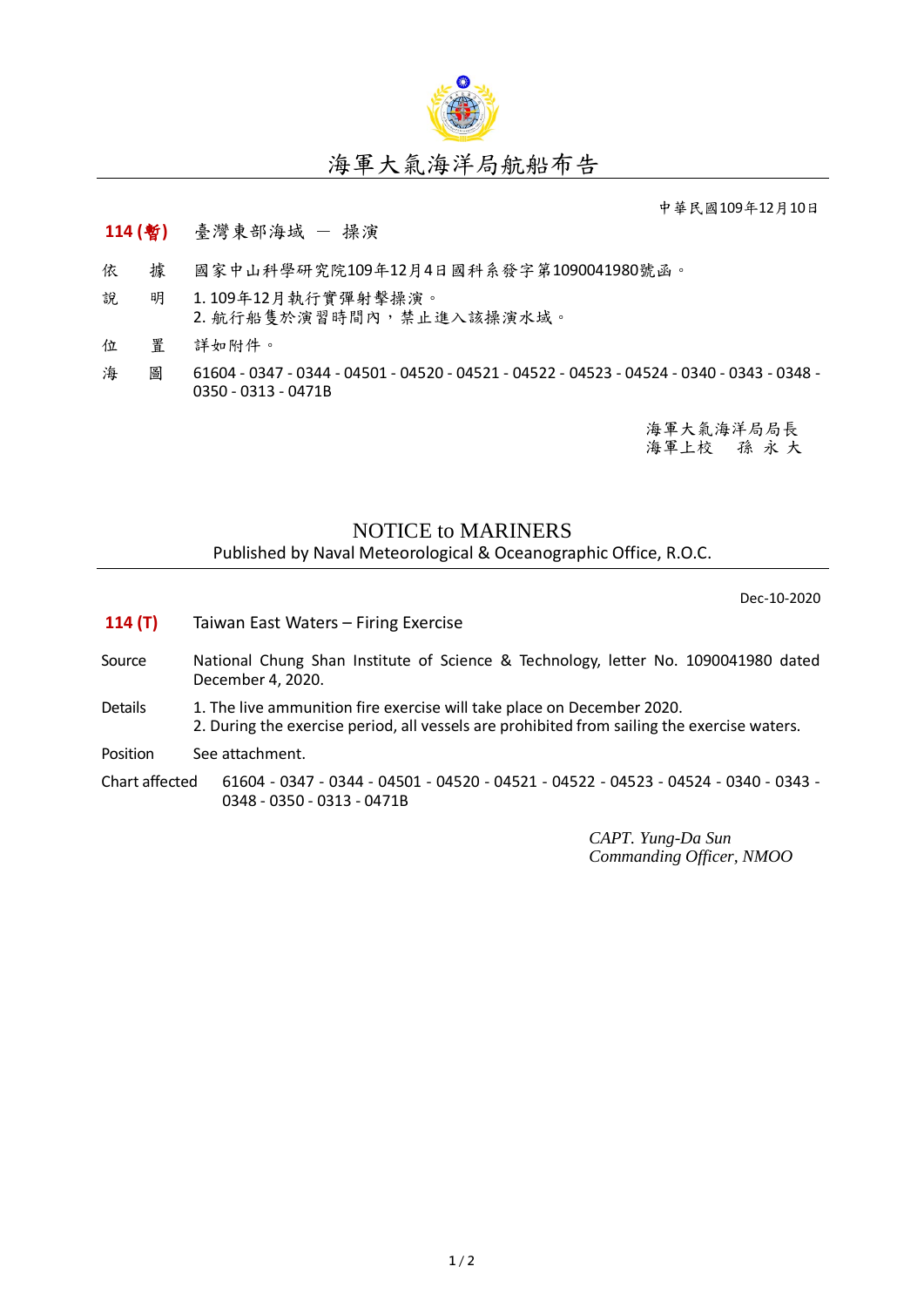# 海軍大氣海洋局航船布告

中華民國109年12月10日

**114 (暫)** 臺灣東部海域 － 操演

依　　據　國家中山科學研究院109年12月4日國科系發字第1090041980號函。

說　　明　1. 109年12月執行實彈射擊操演。
2. 航行船隻於演習時間內，禁止進入該操演水域。

位　　置　詳如附件。

海　　圖　61604 - 0347 - 0344 - 04501 - 04520 - 04521 - 04522 - 04523 - 04524 - 0340 - 0343 - 0348 - 0350 - 0313 - 0471B

海軍大氣海洋局局長
海軍上校　孫 永 大

# NOTICE to MARINERS

Published by Naval Meteorological & Oceanographic Office, R.O.C.

Dec-10-2020

**114 (T)** Taiwan East Waters – Firing Exercise

Source　National Chung Shan Institute of Science & Technology, letter No. 1090041980 dated December 4, 2020.

Details　1. The live ammunition fire exercise will take place on December 2020.
2. During the exercise period, all vessels are prohibited from sailing the exercise waters.

Position　See attachment.

Chart affected　61604 - 0347 - 0344 - 04501 - 04520 - 04521 - 04522 - 04523 - 04524 - 0340 - 0343 - 0348 - 0350 - 0313 - 0471B

*CAPT. Yung-Da Sun*
*Commanding Officer, NMOO*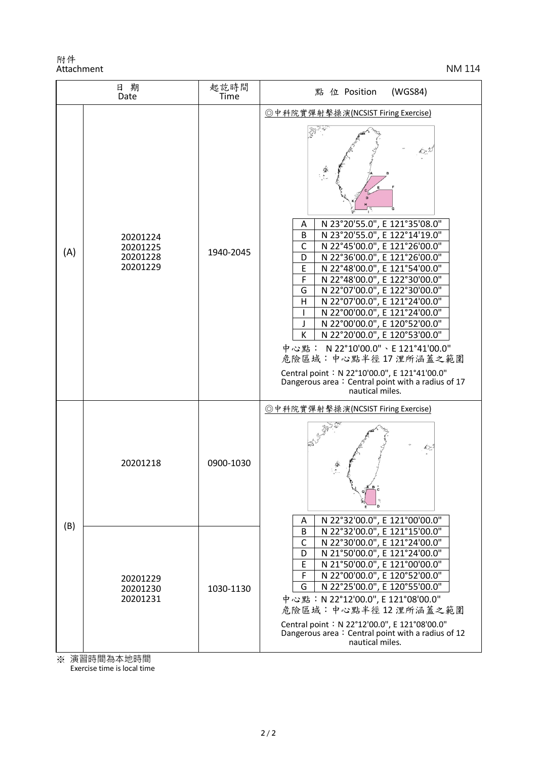附件
Attachment

NM 114

| 日 期<br>Date | | 起訖時間<br>Time | 點 位 Position (WGS84) |
|---|---|---|---|
| (A) | 20201224<br>20201225<br>20201228<br>20201229 | 1940-2045 | ◎中科院實彈射擊操演(NCSIST Firing Exercise)<br><br>A N 23°20'55.0", E 121°35'08.0"<br>B N 23°20'55.0", E 122°14'19.0"<br>C N 22°45'00.0", E 121°26'00.0"<br>D N 22°36'00.0", E 121°26'00.0"<br>E N 22°48'00.0", E 121°54'00.0"<br>F N 22°48'00.0", E 122°30'00.0"<br>G N 22°07'00.0", E 122°30'00.0"<br>H N 22°07'00.0", E 121°24'00.0"<br>I N 22°00'00.0", E 121°24'00.0"<br>J N 22°00'00.0", E 120°52'00.0"<br>K N 22°20'00.0", E 120°53'00.0"<br><br>中心點： N 22°10'00.0"、E 121°41'00.0"<br>危險區域：中心點半徑 17 浬所涵蓋之範圍<br><br>Central point：N 22°10'00.0", E 121°41'00.0"<br>Dangerous area：Central point with a radius of 17 nautical miles. |
| (B) | 20201218 | 0900-1030 | ◎中科院實彈射擊操演(NCSIST Firing Exercise)<br><br>A N 22°32'00.0", E 121°00'00.0"<br>B N 22°32'00.0", E 121°15'00.0"<br>C N 22°30'00.0", E 121°24'00.0"<br>D N 21°50'00.0", E 121°24'00.0"<br>E N 21°50'00.0", E 121°00'00.0"<br>F N 22°00'00.0", E 120°52'00.0"<br>G N 22°25'00.0", E 120°55'00.0"<br><br>中心點：N 22°12'00.0", E 121°08'00.0"<br>危險區域：中心點半徑 12 浬所涵蓋之範圍<br><br>Central point：N 22°12'00.0", E 121°08'00.0"<br>Dangerous area：Central point with a radius of 12 nautical miles. |
| | 20201229<br>20201230<br>20201231 | 1030-1130 | |

※ 演習時間為本地時間
Exercise time is local time